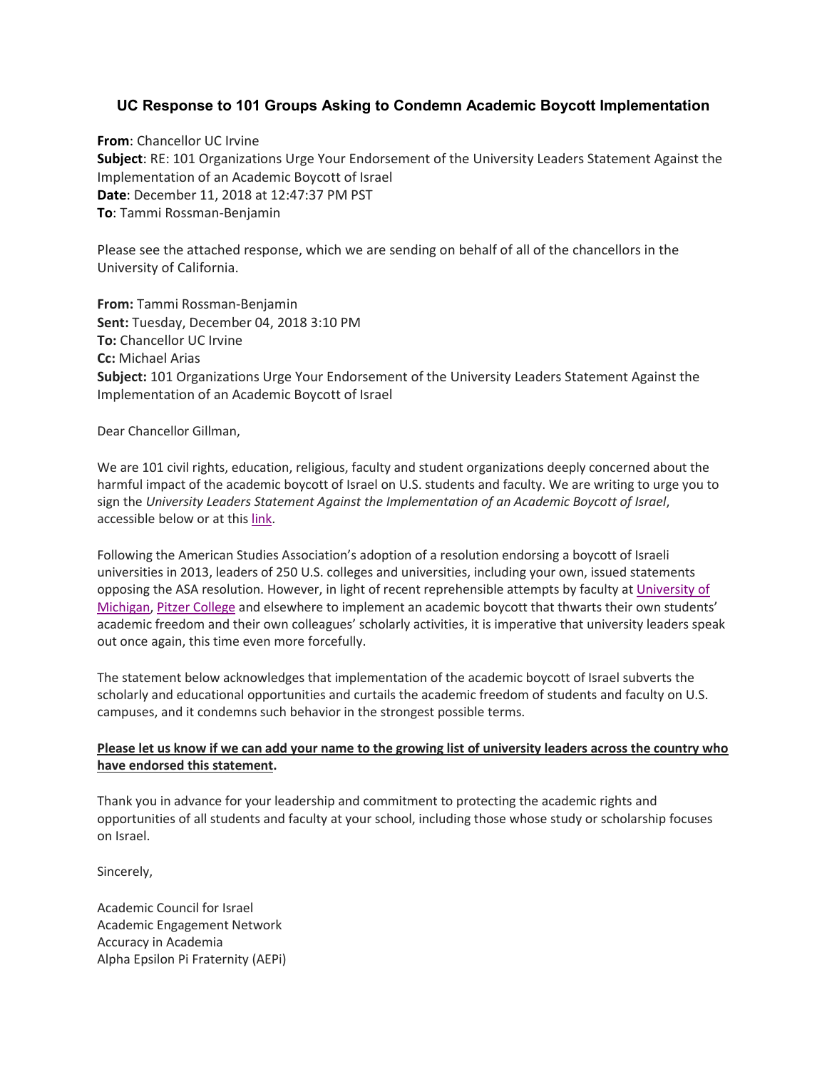### UC Response to 101 Groups Asking to Condemn Academic Boycott Implementation

**From**: Chancellor UC Irvine
**Subject**: RE: 101 Organizations Urge Your Endorsement of the University Leaders Statement Against the Implementation of an Academic Boycott of Israel
**Date**: December 11, 2018 at 12:47:37 PM PST
**To**: Tammi Rossman-Benjamin

Please see the attached response, which we are sending on behalf of all of the chancellors in the University of California.

**From:** Tammi Rossman-Benjamin
**Sent:** Tuesday, December 04, 2018 3:10 PM
**To:** Chancellor UC Irvine
**Cc:** Michael Arias
**Subject:** 101 Organizations Urge Your Endorsement of the University Leaders Statement Against the Implementation of an Academic Boycott of Israel

Dear Chancellor Gillman,

We are 101 civil rights, education, religious, faculty and student organizations deeply concerned about the harmful impact of the academic boycott of Israel on U.S. students and faculty. We are writing to urge you to sign the *University Leaders Statement Against the Implementation of an Academic Boycott of Israel*, accessible below or at this link.

Following the American Studies Association's adoption of a resolution endorsing a boycott of Israeli universities in 2013, leaders of 250 U.S. colleges and universities, including your own, issued statements opposing the ASA resolution. However, in light of recent reprehensible attempts by faculty at University of Michigan, Pitzer College and elsewhere to implement an academic boycott that thwarts their own students' academic freedom and their own colleagues' scholarly activities, it is imperative that university leaders speak out once again, this time even more forcefully.

The statement below acknowledges that implementation of the academic boycott of Israel subverts the scholarly and educational opportunities and curtails the academic freedom of students and faculty on U.S. campuses, and it condemns such behavior in the strongest possible terms.

**Please let us know if we can add your name to the growing list of university leaders across the country who have endorsed this statement.**

Thank you in advance for your leadership and commitment to protecting the academic rights and opportunities of all students and faculty at your school, including those whose study or scholarship focuses on Israel.

Sincerely,

Academic Council for Israel
Academic Engagement Network
Accuracy in Academia
Alpha Epsilon Pi Fraternity (AEPi)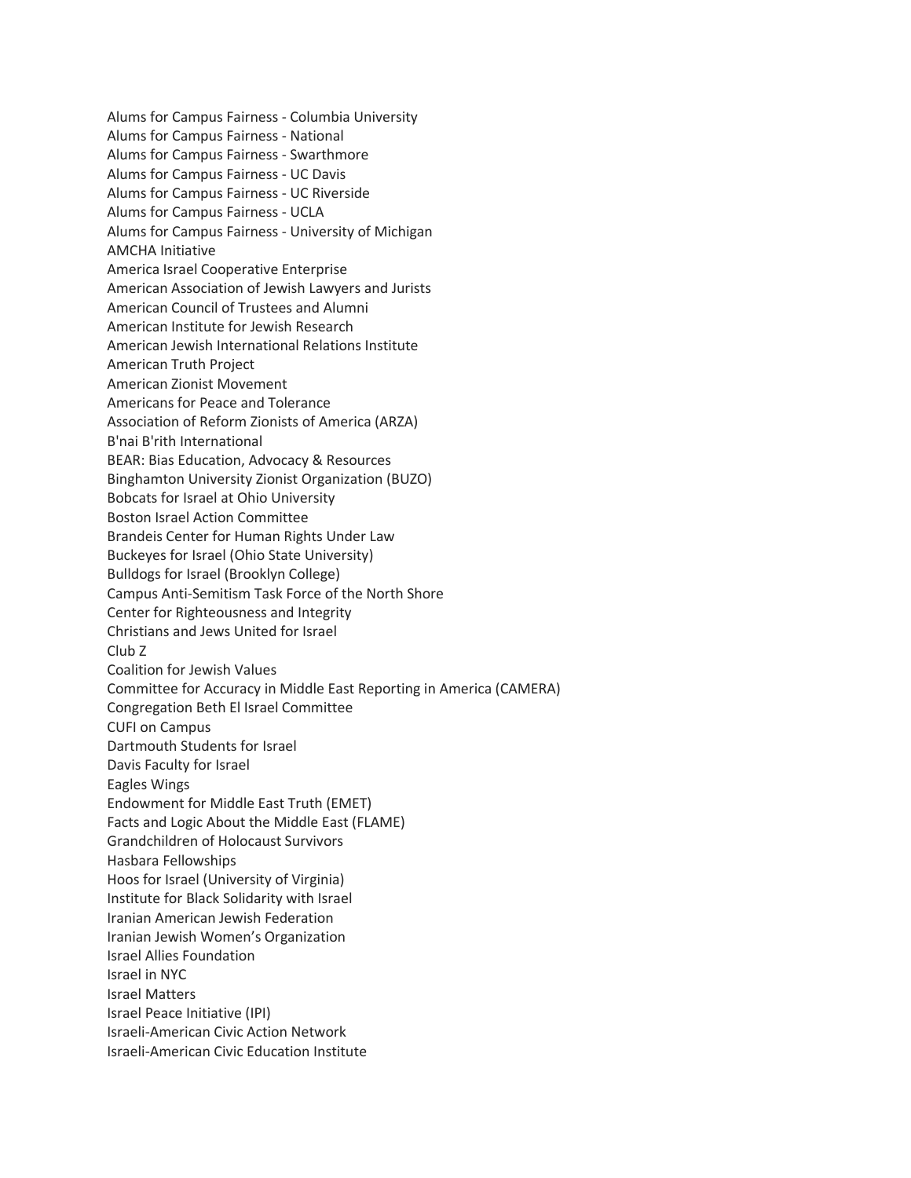Alums for Campus Fairness - Columbia University
Alums for Campus Fairness - National
Alums for Campus Fairness - Swarthmore
Alums for Campus Fairness - UC Davis
Alums for Campus Fairness - UC Riverside
Alums for Campus Fairness - UCLA
Alums for Campus Fairness - University of Michigan
AMCHA Initiative
America Israel Cooperative Enterprise
American Association of Jewish Lawyers and Jurists
American Council of Trustees and Alumni
American Institute for Jewish Research
American Jewish International Relations Institute
American Truth Project
American Zionist Movement
Americans for Peace and Tolerance
Association of Reform Zionists of America (ARZA)
B'nai B'rith International
BEAR: Bias Education, Advocacy & Resources
Binghamton University Zionist Organization (BUZO)
Bobcats for Israel at Ohio University
Boston Israel Action Committee
Brandeis Center for Human Rights Under Law
Buckeyes for Israel (Ohio State University)
Bulldogs for Israel (Brooklyn College)
Campus Anti-Semitism Task Force of the North Shore
Center for Righteousness and Integrity
Christians and Jews United for Israel
Club Z
Coalition for Jewish Values
Committee for Accuracy in Middle East Reporting in America (CAMERA)
Congregation Beth El Israel Committee
CUFI on Campus
Dartmouth Students for Israel
Davis Faculty for Israel
Eagles Wings
Endowment for Middle East Truth (EMET)
Facts and Logic About the Middle East (FLAME)
Grandchildren of Holocaust Survivors
Hasbara Fellowships
Hoos for Israel (University of Virginia)
Institute for Black Solidarity with Israel
Iranian American Jewish Federation
Iranian Jewish Women's Organization
Israel Allies Foundation
Israel in NYC
Israel Matters
Israel Peace Initiative (IPI)
Israeli-American Civic Action Network
Israeli-American Civic Education Institute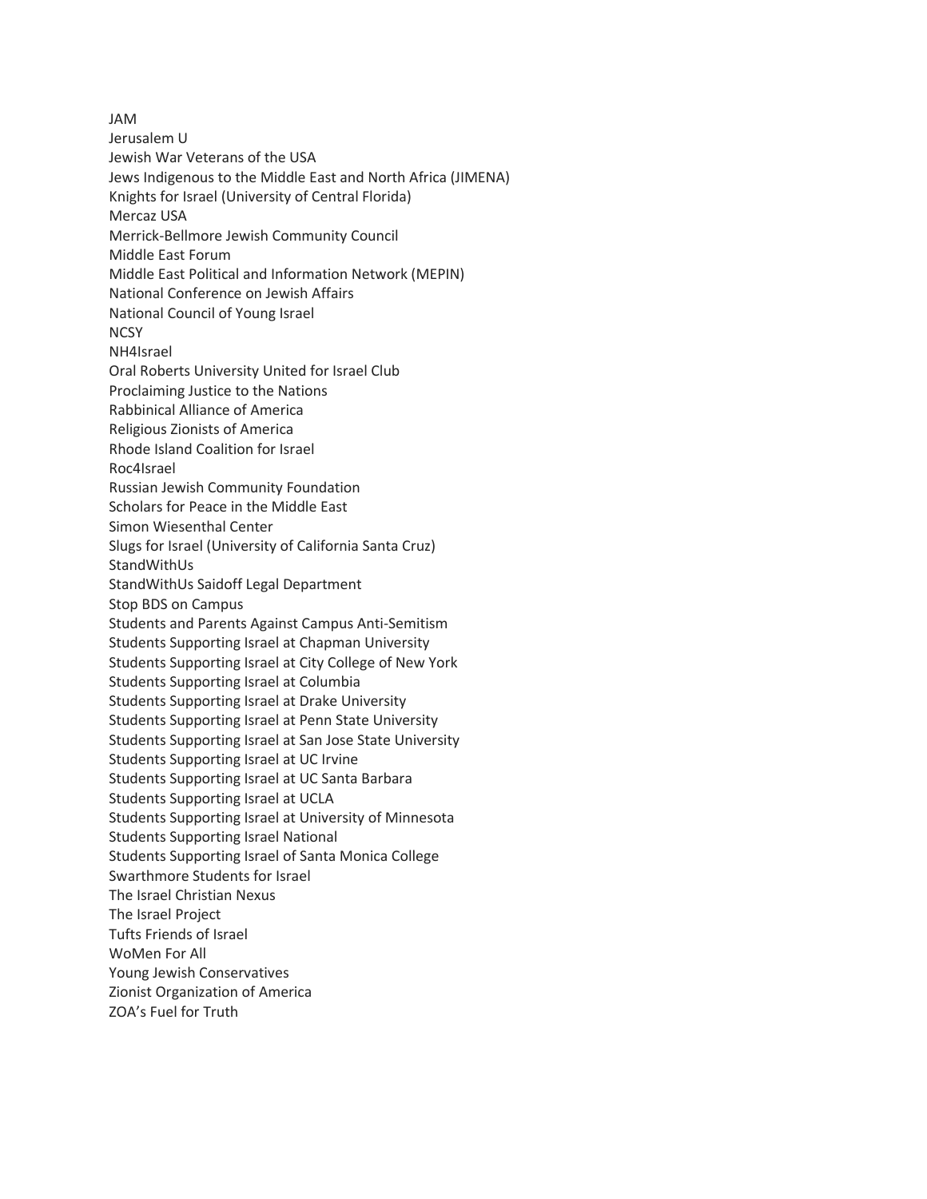JAM
Jerusalem U
Jewish War Veterans of the USA
Jews Indigenous to the Middle East and North Africa (JIMENA)
Knights for Israel (University of Central Florida)
Mercaz USA
Merrick-Bellmore Jewish Community Council
Middle East Forum
Middle East Political and Information Network (MEPIN)
National Conference on Jewish Affairs
National Council of Young Israel
NCSY
NH4Israel
Oral Roberts University United for Israel Club
Proclaiming Justice to the Nations
Rabbinical Alliance of America
Religious Zionists of America
Rhode Island Coalition for Israel
Roc4Israel
Russian Jewish Community Foundation
Scholars for Peace in the Middle East
Simon Wiesenthal Center
Slugs for Israel (University of California Santa Cruz)
StandWithUs
StandWithUs Saidoff Legal Department
Stop BDS on Campus
Students and Parents Against Campus Anti-Semitism
Students Supporting Israel at Chapman University
Students Supporting Israel at City College of New York
Students Supporting Israel at Columbia
Students Supporting Israel at Drake University
Students Supporting Israel at Penn State University
Students Supporting Israel at San Jose State University
Students Supporting Israel at UC Irvine
Students Supporting Israel at UC Santa Barbara
Students Supporting Israel at UCLA
Students Supporting Israel at University of Minnesota
Students Supporting Israel National
Students Supporting Israel of Santa Monica College
Swarthmore Students for Israel
The Israel Christian Nexus
The Israel Project
Tufts Friends of Israel
WoMen For All
Young Jewish Conservatives
Zionist Organization of America
ZOA's Fuel for Truth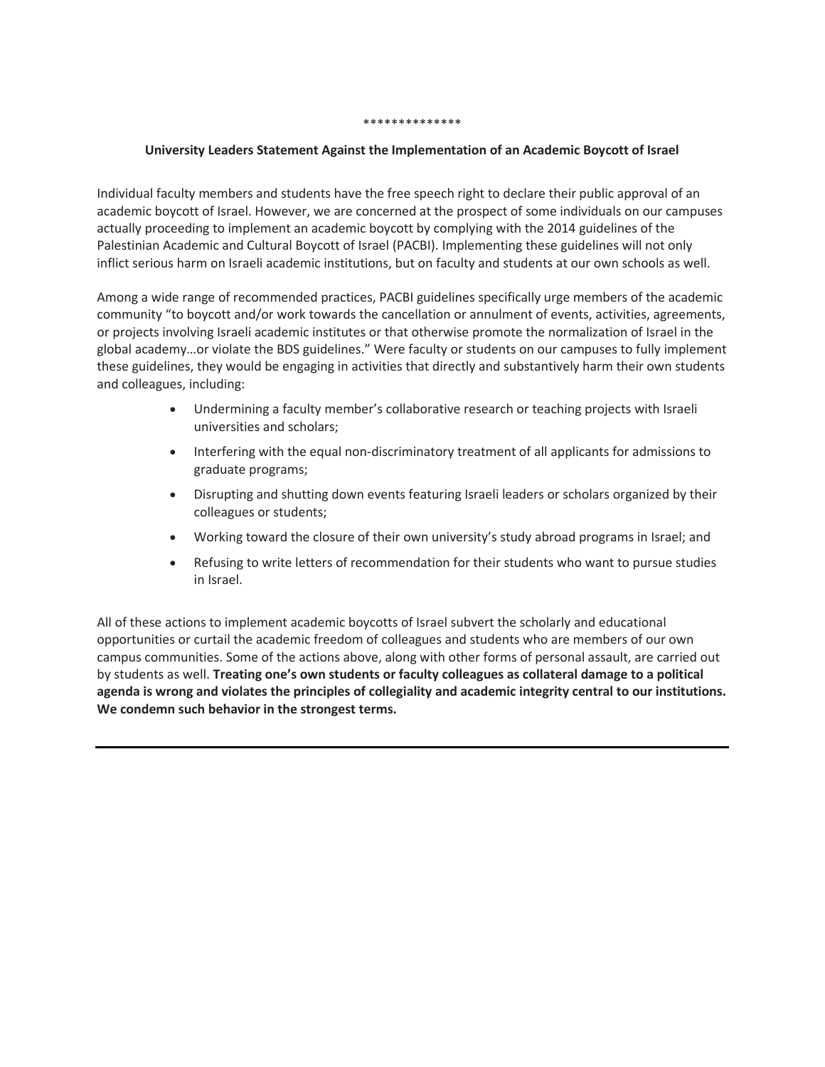**************

**University Leaders Statement Against the Implementation of an Academic Boycott of Israel**

Individual faculty members and students have the free speech right to declare their public approval of an academic boycott of Israel. However, we are concerned at the prospect of some individuals on our campuses actually proceeding to implement an academic boycott by complying with the 2014 guidelines of the Palestinian Academic and Cultural Boycott of Israel (PACBI). Implementing these guidelines will not only inflict serious harm on Israeli academic institutions, but on faculty and students at our own schools as well.

Among a wide range of recommended practices, PACBI guidelines specifically urge members of the academic community "to boycott and/or work towards the cancellation or annulment of events, activities, agreements, or projects involving Israeli academic institutes or that otherwise promote the normalization of Israel in the global academy…or violate the BDS guidelines." Were faculty or students on our campuses to fully implement these guidelines, they would be engaging in activities that directly and substantively harm their own students and colleagues, including:

- Undermining a faculty member's collaborative research or teaching projects with Israeli universities and scholars;
- Interfering with the equal non-discriminatory treatment of all applicants for admissions to graduate programs;
- Disrupting and shutting down events featuring Israeli leaders or scholars organized by their colleagues or students;
- Working toward the closure of their own university's study abroad programs in Israel; and
- Refusing to write letters of recommendation for their students who want to pursue studies in Israel.

All of these actions to implement academic boycotts of Israel subvert the scholarly and educational opportunities or curtail the academic freedom of colleagues and students who are members of our own campus communities. Some of the actions above, along with other forms of personal assault, are carried out by students as well. **Treating one's own students or faculty colleagues as collateral damage to a political agenda is wrong and violates the principles of collegiality and academic integrity central to our institutions. We condemn such behavior in the strongest terms.**

---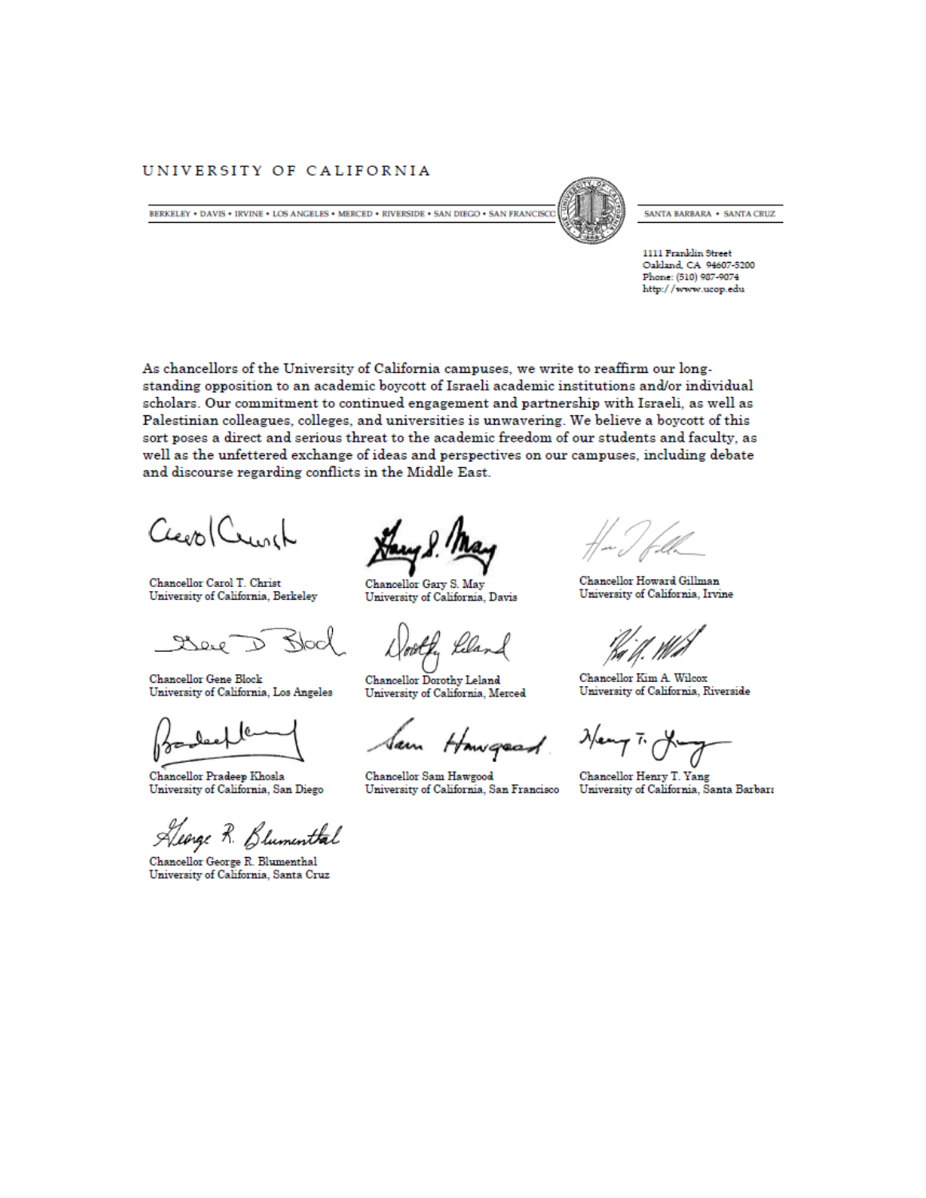UNIVERSITY OF CALIFORNIA

BERKELEY • DAVIS • IRVINE • LOS ANGELES • MERCED • RIVERSIDE • SAN DIEGO • SAN FRANCISCO SANTA BARBARA • SANTA CRUZ

1111 Franklin Street
Oakland, CA 94607-5200
Phone: (510) 987-9074
http://www.ucop.edu

As chancellors of the University of California campuses, we write to reaffirm our long-standing opposition to an academic boycott of Israeli academic institutions and/or individual scholars. Our commitment to continued engagement and partnership with Israeli, as well as Palestinian colleagues, colleges, and universities is unwavering. We believe a boycott of this sort poses a direct and serious threat to the academic freedom of our students and faculty, as well as the unfettered exchange of ideas and perspectives on our campuses, including debate and discourse regarding conflicts in the Middle East.

Chancellor Carol T. Christ
University of California, Berkeley

Chancellor Gary S. May
University of California, Davis

Chancellor Howard Gillman
University of California, Irvine

Chancellor Gene Block
University of California, Los Angeles

Chancellor Dorothy Leland
University of California, Merced

Chancellor Kim A. Wilcox
University of California, Riverside

Chancellor Pradeep Khosla
University of California, San Diego

Chancellor Sam Hawgood
University of California, San Francisco

Chancellor Henry T. Yang
University of California, Santa Barbara

Chancellor George R. Blumenthal
University of California, Santa Cruz